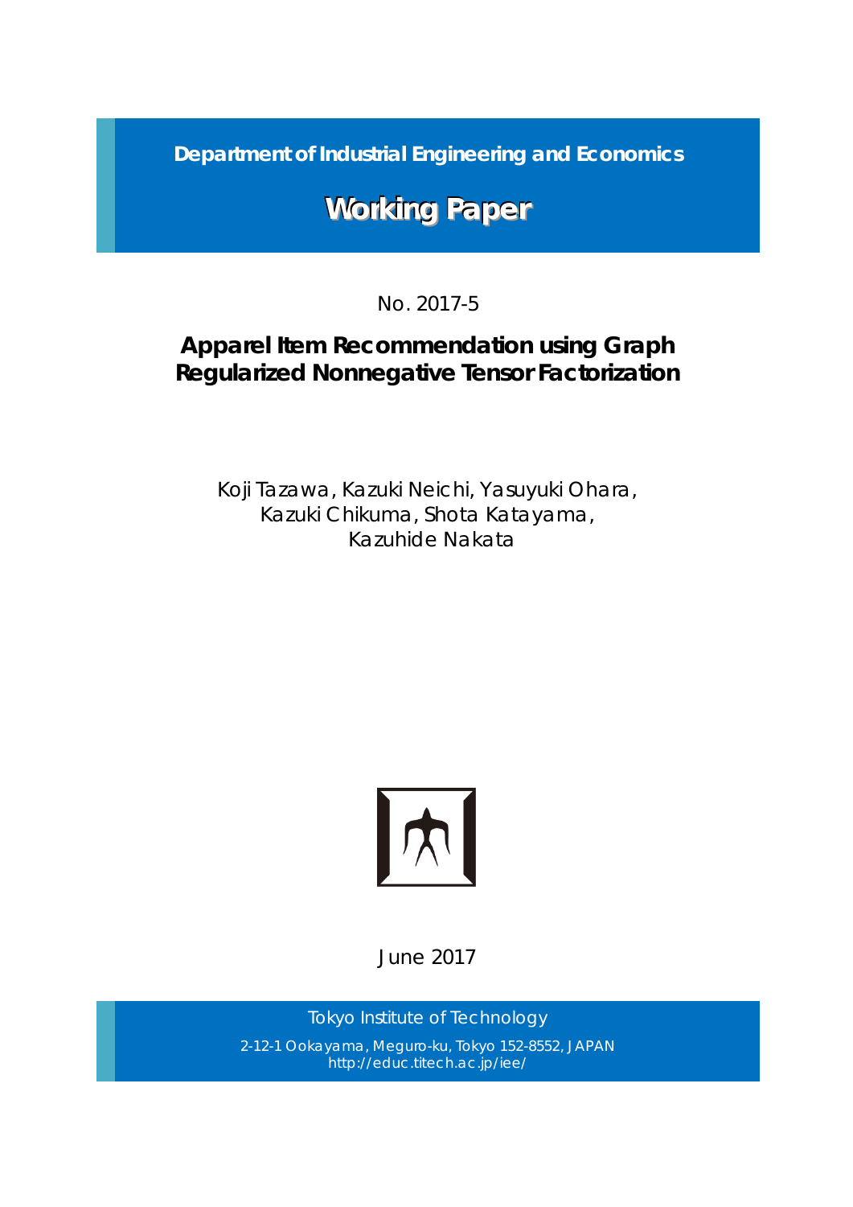Department of Industrial Engineering and Economics

# Working Paper

No. 2017-5

## Apparel Item Recommendation using Graph Regularized Nonnegative Tensor Factorization

Koji Tazawa, Kazuki Neichi, Yasuyuki Ohara, Kazuki Chikuma, Shota Katayama, Kazuhide Nakata

June 2017

Tokyo Institute of Technology

2-12-1 Ookayama, Meguro-ku, Tokyo 152-8552, JAPAN
http://educ.titech.ac.jp/iee/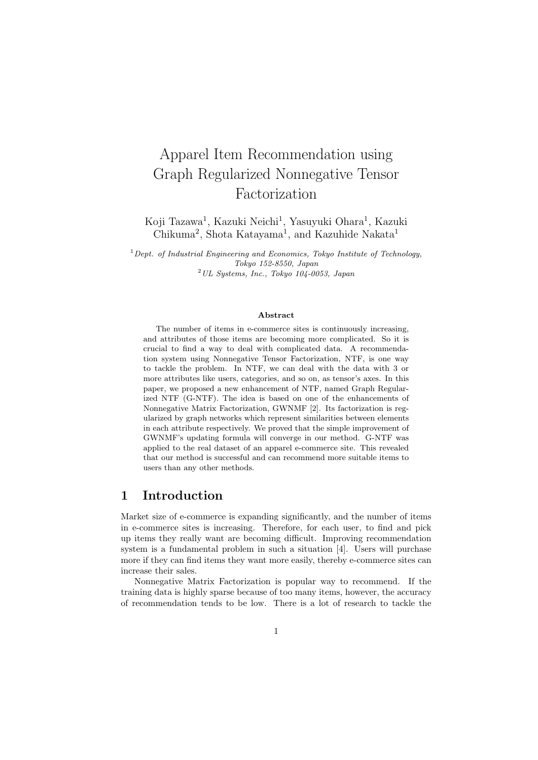# Apparel Item Recommendation using Graph Regularized Nonnegative Tensor Factorization

Koji Tazawa[1], Kazuki Neichi[1], Yasuyuki Ohara[1], Kazuki Chikuma[2], Shota Katayama[1], and Kazuhide Nakata[1]

[1] *Dept. of Industrial Engineering and Economics, Tokyo Institute of Technology, Tokyo 152-8550, Japan*

[2] *UL Systems, Inc., Tokyo 104-0053, Japan*

**Abstract**

The number of items in e-commerce sites is continuously increasing, and attributes of those items are becoming more complicated. So it is crucial to find a way to deal with complicated data. A recommendation system using Nonnegative Tensor Factorization, NTF, is one way to tackle the problem. In NTF, we can deal with the data with 3 or more attributes like users, categories, and so on, as tensor's axes. In this paper, we proposed a new enhancement of NTF, named Graph Regularized NTF (G-NTF). The idea is based on one of the enhancements of Nonnegative Matrix Factorization, GWNMF [2]. Its factorization is regularized by graph networks which represent similarities between elements in each attribute respectively. We proved that the simple improvement of GWNMF's updating formula will converge in our method. G-NTF was applied to the real dataset of an apparel e-commerce site. This revealed that our method is successful and can recommend more suitable items to users than any other methods.

## 1 Introduction

Market size of e-commerce is expanding significantly, and the number of items in e-commerce sites is increasing. Therefore, for each user, to find and pick up items they really want are becoming difficult. Improving recommendation system is a fundamental problem in such a situation [4]. Users will purchase more if they can find items they want more easily, thereby e-commerce sites can increase their sales.

Nonnegative Matrix Factorization is popular way to recommend. If the training data is highly sparse because of too many items, however, the accuracy of recommendation tends to be low. There is a lot of research to tackle the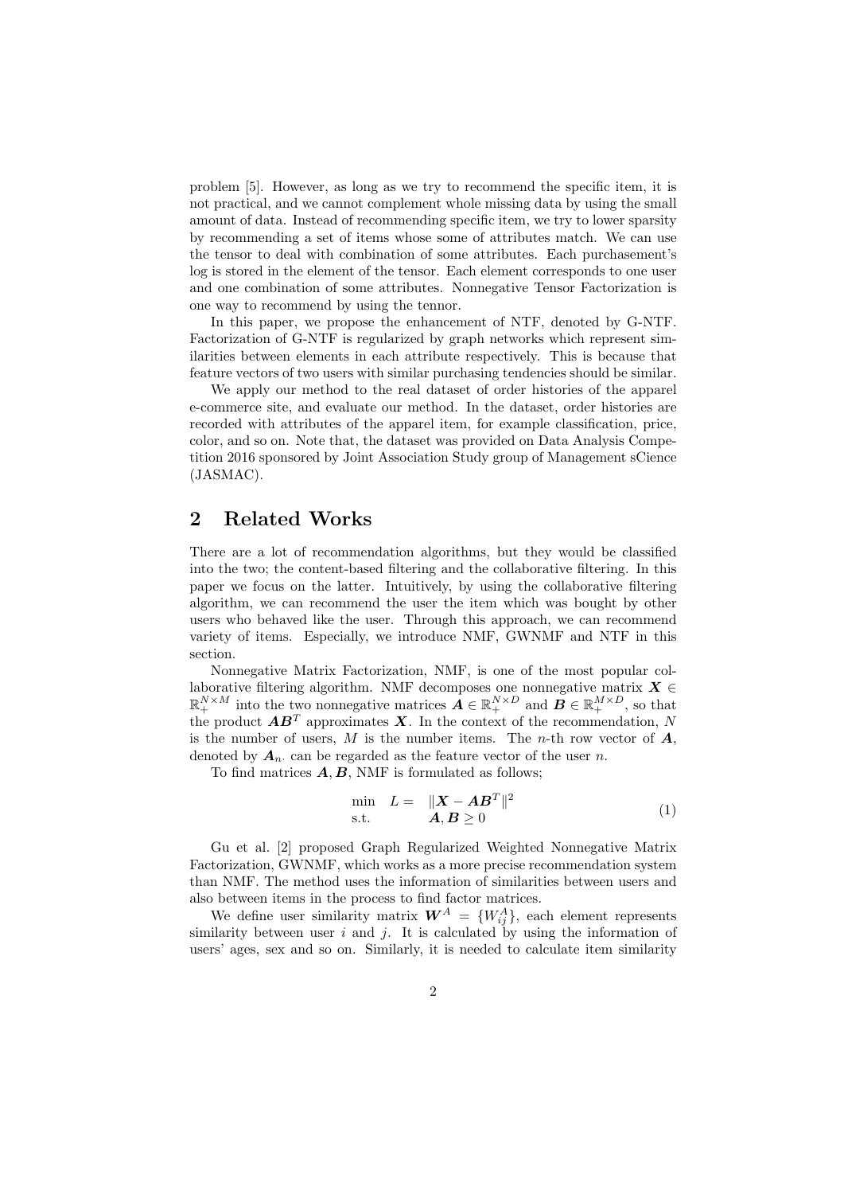problem [5]. However, as long as we try to recommend the specific item, it is not practical, and we cannot complement whole missing data by using the small amount of data. Instead of recommending specific item, we try to lower sparsity by recommending a set of items whose some of attributes match. We can use the tensor to deal with combination of some attributes. Each purchasement's log is stored in the element of the tensor. Each element corresponds to one user and one combination of some attributes. Nonnegative Tensor Factorization is one way to recommend by using the tennor.

In this paper, we propose the enhancement of NTF, denoted by G-NTF. Factorization of G-NTF is regularized by graph networks which represent similarities between elements in each attribute respectively. This is because that feature vectors of two users with similar purchasing tendencies should be similar.

We apply our method to the real dataset of order histories of the apparel e-commerce site, and evaluate our method. In the dataset, order histories are recorded with attributes of the apparel item, for example classification, price, color, and so on. Note that, the dataset was provided on Data Analysis Competition 2016 sponsored by Joint Association Study group of Management sCience (JASMAC).

## 2 Related Works

There are a lot of recommendation algorithms, but they would be classified into the two; the content-based filtering and the collaborative filtering. In this paper we focus on the latter. Intuitively, by using the collaborative filtering algorithm, we can recommend the user the item which was bought by other users who behaved like the user. Through this approach, we can recommend variety of items. Especially, we introduce NMF, GWNMF and NTF in this section.

Nonnegative Matrix Factorization, NMF, is one of the most popular collaborative filtering algorithm. NMF decomposes one nonnegative matrix $\boldsymbol{X} \in \mathbb{R}_+^{N \times M}$ into the two nonnegative matrices $\boldsymbol{A} \in \mathbb{R}_+^{N \times D}$ and $\boldsymbol{B} \in \mathbb{R}_+^{M \times D}$, so that the product $\boldsymbol{A}\boldsymbol{B}^T$ approximates $\boldsymbol{X}$. In the context of the recommendation, $N$ is the number of users, $M$ is the number items. The $n$-th row vector of $\boldsymbol{A}$, denoted by $\boldsymbol{A}_{n\cdot}$ can be regarded as the feature vector of the user $n$.

To find matrices $\boldsymbol{A}, \boldsymbol{B}$, NMF is formulated as follows;

$$\begin{array}{lll} \min & L = & \|\boldsymbol{X} - \boldsymbol{A}\boldsymbol{B}^T\|^2 \\ \text{s.t.} & & \boldsymbol{A}, \boldsymbol{B} \geq 0 \end{array} \tag{1}$$

Gu et al. [2] proposed Graph Regularized Weighted Nonnegative Matrix Factorization, GWNMF, which works as a more precise recommendation system than NMF. The method uses the information of similarities between users and also between items in the process to find factor matrices.

We define user similarity matrix $\boldsymbol{W}^A = \{W_{ij}^A\}$, each element represents similarity between user $i$ and $j$. It is calculated by using the information of users' ages, sex and so on. Similarly, it is needed to calculate item similarity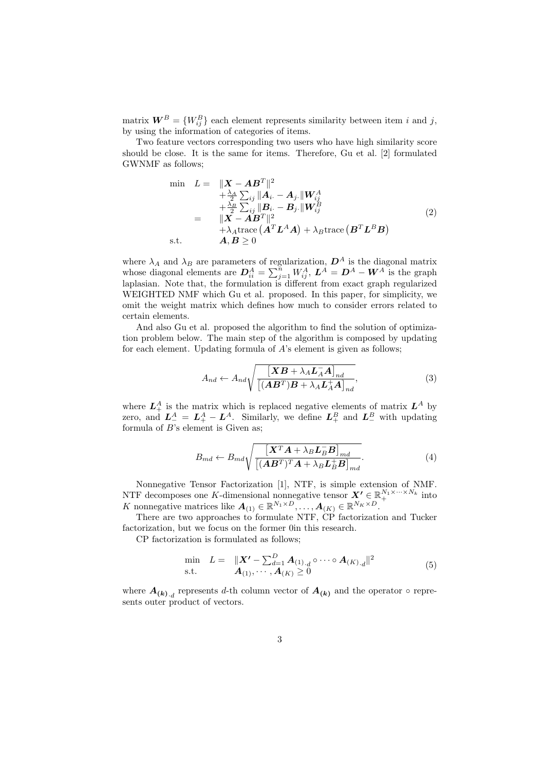matrix $\boldsymbol{W}^B = \{W_{ij}^B\}$ each element represents similarity between item $i$ and $j$, by using the information of categories of items.

Two feature vectors corresponding two users who have high similarity score should be close. It is the same for items. Therefore, Gu et al. [2] formulated GWNMF as follows;

$$
\begin{array}{lll}
\min & L = & \|\boldsymbol{X} - \boldsymbol{A}\boldsymbol{B}^T\|^2 \\
& & + \frac{\lambda_A}{2} \sum_{ij} \|\boldsymbol{A}_{i\cdot} - \boldsymbol{A}_{j\cdot}\| \boldsymbol{W}_{ij}^A \\
& & + \frac{\lambda_B}{2} \sum_{ij} \|\boldsymbol{B}_{i\cdot} - \boldsymbol{B}_{j\cdot}\| \boldsymbol{W}_{ij}^B \\
& = & \|\boldsymbol{X} - \boldsymbol{A}\boldsymbol{B}^T\|^2 \\
& & + \lambda_A \text{trace}\left(\boldsymbol{A}^T \boldsymbol{L}^A \boldsymbol{A}\right) + \lambda_B \text{trace}\left(\boldsymbol{B}^T \boldsymbol{L}^B \boldsymbol{B}\right) \\
\text{s.t.} & & \boldsymbol{A}, \boldsymbol{B} \geq 0
\end{array}
\tag{2}
$$

where $\lambda_A$ and $\lambda_B$ are parameters of regularization, $\boldsymbol{D}^A$ is the diagonal matrix whose diagonal elements are $\boldsymbol{D}_{ii}^A = \sum_{j=1}^{n} W_{ij}^A$, $\boldsymbol{L}^A = \boldsymbol{D}^A - \boldsymbol{W}^A$ is the graph laplasian. Note that, the formulation is different from exact graph regularized WEIGHTED NMF which Gu et al. proposed. In this paper, for simplicity, we omit the weight matrix which defines how much to consider errors related to certain elements.

And also Gu et al. proposed the algorithm to find the solution of optimization problem below. The main step of the algorithm is composed by updating for each element. Updating formula of $A$'s element is given as follows;

$$
A_{nd} \leftarrow A_{nd} \sqrt{\frac{\left[\boldsymbol{X}\boldsymbol{B} + \lambda_A \boldsymbol{L}_A^- \boldsymbol{A}\right]_{nd}}{\left[(\boldsymbol{A}\boldsymbol{B}^T)\boldsymbol{B} + \lambda_A \boldsymbol{L}_A^+ \boldsymbol{A}\right]_{nd}}},
\tag{3}
$$

where $\boldsymbol{L}_+^A$ is the matrix which is replaced negative elements of matrix $\boldsymbol{L}^A$ by zero, and $\boldsymbol{L}_-^A = \boldsymbol{L}_+^A - \boldsymbol{L}^A$. Similarly, we define $\boldsymbol{L}_+^B$ and $\boldsymbol{L}_-^B$ with updating formula of $B$'s element is Given as;

$$
B_{md} \leftarrow B_{md} \sqrt{\frac{\left[\boldsymbol{X}^T \boldsymbol{A} + \lambda_B \boldsymbol{L}_B^- \boldsymbol{B}\right]_{md}}{\left[(\boldsymbol{A}\boldsymbol{B}^T)^T \boldsymbol{A} + \lambda_B \boldsymbol{L}_B^+ \boldsymbol{B}\right]_{md}}}.
\tag{4}
$$

Nonnegative Tensor Factorization [1], NTF, is simple extension of NMF. NTF decomposes one $K$-dimensional nonnegative tensor $\boldsymbol{X'} \in \mathbb{R}_+^{N_1 \times \cdots \times N_k}$ into $K$ nonnegative matrices like $\boldsymbol{A}_{(1)} \in \mathbb{R}^{N_1 \times D}, \ldots, \boldsymbol{A}_{(K)} \in \mathbb{R}^{N_K \times D}$.

There are two approaches to formulate NTF, CP factorization and Tucker factorization, but we focus on the former 0in this research.

CP factorization is formulated as follows;

$$
\begin{array}{lll}
\min & L = & \|\boldsymbol{X'} - \sum_{d=1}^{D} \boldsymbol{A}_{(1)\cdot d} \circ \cdots \circ \boldsymbol{A}_{(K)\cdot d}\|^2 \\
\text{s.t.} & & \boldsymbol{A}_{(1)}, \cdots, \boldsymbol{A}_{(K)} \geq 0
\end{array}
\tag{5}
$$

where $\boldsymbol{A}_{(k)\cdot d}$ represents $d$-th column vector of $\boldsymbol{A}_{(k)}$ and the operator $\circ$ represents outer product of vectors.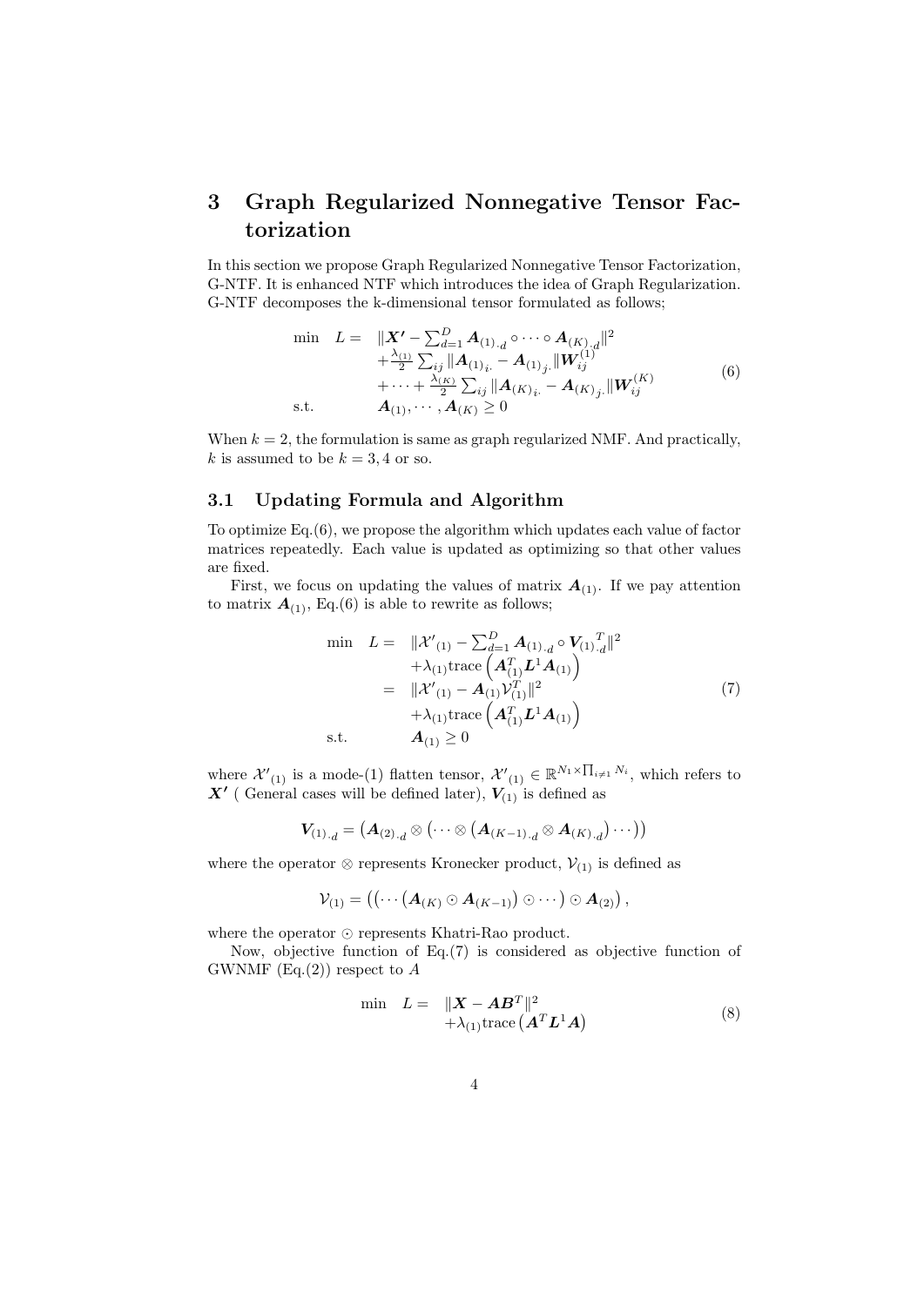# 3 Graph Regularized Nonnegative Tensor Factorization

In this section we propose Graph Regularized Nonnegative Tensor Factorization, G-NTF. It is enhanced NTF which introduces the idea of Graph Regularization. G-NTF decomposes the k-dimensional tensor formulated as follows;

$$
\begin{array}{lll}
\min & L = & \|\boldsymbol{X'} - \sum_{d=1}^{D} \boldsymbol{A}_{(1)\cdot d} \circ \cdots \circ \boldsymbol{A}_{(K)\cdot d}\|^2 \\
& & + \frac{\lambda_{(1)}}{2} \sum_{ij} \|\boldsymbol{A}_{(1)_{i\cdot}} - \boldsymbol{A}_{(1)_{j\cdot}}\| \boldsymbol{W}_{ij}^{(1)} \\
& & + \cdots + \frac{\lambda_{(K)}}{2} \sum_{ij} \|\boldsymbol{A}_{(K)_{i\cdot}} - \boldsymbol{A}_{(K)_{j\cdot}}\| \boldsymbol{W}_{ij}^{(K)} \\
\text{s.t.} & & \boldsymbol{A}_{(1)}, \cdots, \boldsymbol{A}_{(K)} \geq 0
\end{array}
\tag{6}
$$

When $k = 2$, the formulation is same as graph regularized NMF. And practically, $k$ is assumed to be $k = 3, 4$ or so.

## 3.1 Updating Formula and Algorithm

To optimize Eq.(6), we propose the algorithm which updates each value of factor matrices repeatedly. Each value is updated as optimizing so that other values are fixed.

First, we focus on updating the values of matrix $\boldsymbol{A}_{(1)}$. If we pay attention to matrix $\boldsymbol{A}_{(1)}$, Eq.(6) is able to rewrite as follows;

$$
\begin{array}{lll}
\min & L = & \|\mathcal{X}'_{(1)} - \sum_{d=1}^{D} \boldsymbol{A}_{(1)\cdot d} \circ \boldsymbol{V}_{(1)\cdot d}^{T}\|^2 \\
& & + \lambda_{(1)} \mathrm{trace}\left(\boldsymbol{A}_{(1)}^{T} \boldsymbol{L}^{1} \boldsymbol{A}_{(1)}\right) \\
& = & \|\mathcal{X}'_{(1)} - \boldsymbol{A}_{(1)} \mathcal{V}_{(1)}^{T}\|^2 \\
& & + \lambda_{(1)} \mathrm{trace}\left(\boldsymbol{A}_{(1)}^{T} \boldsymbol{L}^{1} \boldsymbol{A}_{(1)}\right) \\
\text{s.t.} & & \boldsymbol{A}_{(1)} \geq 0
\end{array}
\tag{7}
$$

where $\mathcal{X}'_{(1)}$ is a mode-(1) flatten tensor, $\mathcal{X}'_{(1)} \in \mathbb{R}^{N_1 \times \prod_{i \neq 1} N_i}$, which refers to $\boldsymbol{X'}$ ( General cases will be defined later), $\boldsymbol{V}_{(1)}$ is defined as

$$
\boldsymbol{V}_{(1)\cdot d} = \left(\boldsymbol{A}_{(2)\cdot d} \otimes \left(\cdots \otimes \left(\boldsymbol{A}_{(K-1)\cdot d} \otimes \boldsymbol{A}_{(K)\cdot d}\right) \cdots\right)\right)
$$

where the operator $\otimes$ represents Kronecker product, $\mathcal{V}_{(1)}$ is defined as

$$
\mathcal{V}_{(1)} = \left(\left(\cdots \left(\boldsymbol{A}_{(K)} \odot \boldsymbol{A}_{(K-1)}\right) \odot \cdots\right) \odot \boldsymbol{A}_{(2)}\right),
$$

where the operator $\odot$ represents Khatri-Rao product.

Now, objective function of Eq.(7) is considered as objective function of GWNMF (Eq.(2)) respect to $A$

$$
\begin{array}{lll}
\min & L = & \|\boldsymbol{X} - \boldsymbol{A}\boldsymbol{B}^{T}\|^2 \\
& & + \lambda_{(1)} \mathrm{trace}\left(\boldsymbol{A}^{T} \boldsymbol{L}^{1} \boldsymbol{A}\right)
\end{array}
\tag{8}
$$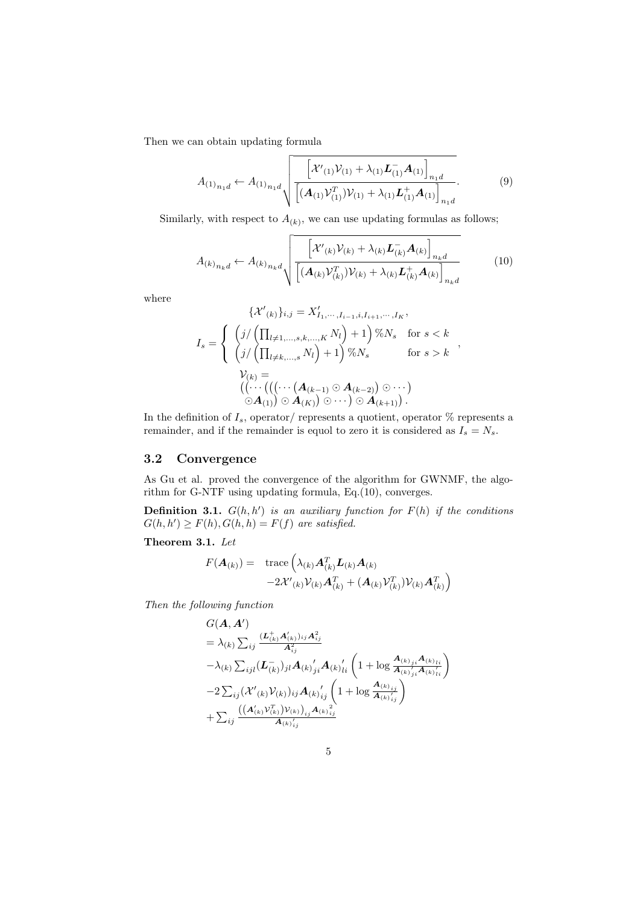Then we can obtain updating formula

$$A_{(1)_{n_1 d}} \leftarrow A_{(1)_{n_1 d}} \sqrt{\frac{\left[\mathcal{X}'_{(1)}\mathcal{V}_{(1)} + \lambda_{(1)}\boldsymbol{L}^{-}_{(1)}\boldsymbol{A}_{(1)}\right]_{n_1 d}}{\left[(\boldsymbol{A}_{(1)}\mathcal{V}^T_{(1)})\mathcal{V}_{(1)} + \lambda_{(1)}\boldsymbol{L}^{+}_{(1)}\boldsymbol{A}_{(1)}\right]_{n_1 d}}}. \tag{9}$$

Similarly, with respect to $A_{(k)}$, we can use updating formulas as follows;

$$A_{(k)_{n_k d}} \leftarrow A_{(k)_{n_k d}} \sqrt{\frac{\left[\mathcal{X}'_{(k)}\mathcal{V}_{(k)} + \lambda_{(k)}\boldsymbol{L}^{-}_{(k)}\boldsymbol{A}_{(k)}\right]_{n_k d}}{\left[(\boldsymbol{A}_{(k)}\mathcal{V}^T_{(k)})\mathcal{V}_{(k)} + \lambda_{(k)}\boldsymbol{L}^{+}_{(k)}\boldsymbol{A}_{(k)}\right]_{n_k d}}} \tag{10}$$

where

$$\{\mathcal{X}'_{(k)}\}_{i,j} = X'_{I_1,\cdots,I_{i-1},i,I_{i+1},\cdots,I_K},$$

$$I_s = \begin{cases} \left(j/\left(\prod_{l\neq 1,\ldots,s,k,\ldots,K} N_l\right) + 1\right)\%N_s & \text{for } s < k \\ \left(j/\left(\prod_{l\neq k,\ldots,s} N_l\right) + 1\right)\%N_s & \text{for } s > k \end{cases},$$

$$\begin{aligned} &\mathcal{V}_{(k)} = \\ &\left(\left(\cdots\left(\left(\left(\cdots\left(\boldsymbol{A}_{(k-1)} \odot \boldsymbol{A}_{(k-2)}\right) \odot \cdots\right)\right.\right.\right.\right. \\ &\left.\left.\left.\left. \odot \boldsymbol{A}_{(1)}\right) \odot \boldsymbol{A}_{(K)}\right) \odot \cdots\right) \odot \boldsymbol{A}_{(k+1)}\right). \end{aligned}$$

In the definition of $I_s$, operator/ represents a quotient, operator % represents a remainder, and if the remainder is equol to zero it is considered as $I_s = N_s$.

## 3.2 Convergence

As Gu et al. proved the convergence of the algorithm for GWNMF, the algorithm for G-NTF using updating formula, Eq.(10), converges.

**Definition 3.1.** *$G(h, h')$ is an auxiliary function for $F(h)$ if the conditions $G(h, h') \geq F(h), G(h, h) = F(f)$ are satisfied.*

**Theorem 3.1.** *Let*

$$\begin{aligned} F(\boldsymbol{A}_{(k)}) = \ & \operatorname{trace}\Big(\lambda_{(k)}\boldsymbol{A}^T_{(k)}\boldsymbol{L}_{(k)}\boldsymbol{A}_{(k)} \\ & -2\mathcal{X}'_{(k)}\mathcal{V}_{(k)}\boldsymbol{A}^T_{(k)} + (\boldsymbol{A}_{(k)}\mathcal{V}^T_{(k)})\mathcal{V}_{(k)}\boldsymbol{A}^T_{(k)}\Big) \end{aligned}$$

*Then the following function*

$$\begin{aligned} & G(\boldsymbol{A}, \boldsymbol{A}') \\ & = \lambda_{(k)} \sum_{ij} \frac{(\boldsymbol{L}^{+}_{(k)}\boldsymbol{A}'_{(k)})_{ij}\boldsymbol{A}^2_{ij}}{\boldsymbol{A}^2_{ij}} \\ & -\lambda_{(k)} \sum_{ijl} (\boldsymbol{L}^{-}_{(k)})_{jl} {\boldsymbol{A}_{(k)}}'_{ji} {\boldsymbol{A}_{(k)}}'_{li} \left(1 + \log \frac{{\boldsymbol{A}_{(k)}}_{ji}{\boldsymbol{A}_{(k)}}_{li}}{{\boldsymbol{A}_{(k)}}'_{ji}{\boldsymbol{A}_{(k)}}'_{li}}\right) \\ & -2\sum_{ij} (\mathcal{X}'_{(k)}\mathcal{V}_{(k)})_{ij} {\boldsymbol{A}_{(k)}}'_{ij} \left(1 + \log \frac{{\boldsymbol{A}_{(k)}}_{ij}}{{\boldsymbol{A}_{(k)}}'_{ij}}\right) \\ & + \sum_{ij} \frac{\left((\boldsymbol{A}'_{(k)}\mathcal{V}^T_{(k)})\mathcal{V}_{(k)}\right)_{ij} {\boldsymbol{A}_{(k)}}^2_{ij}}{{\boldsymbol{A}_{(k)}}'_{ij}} \end{aligned}$$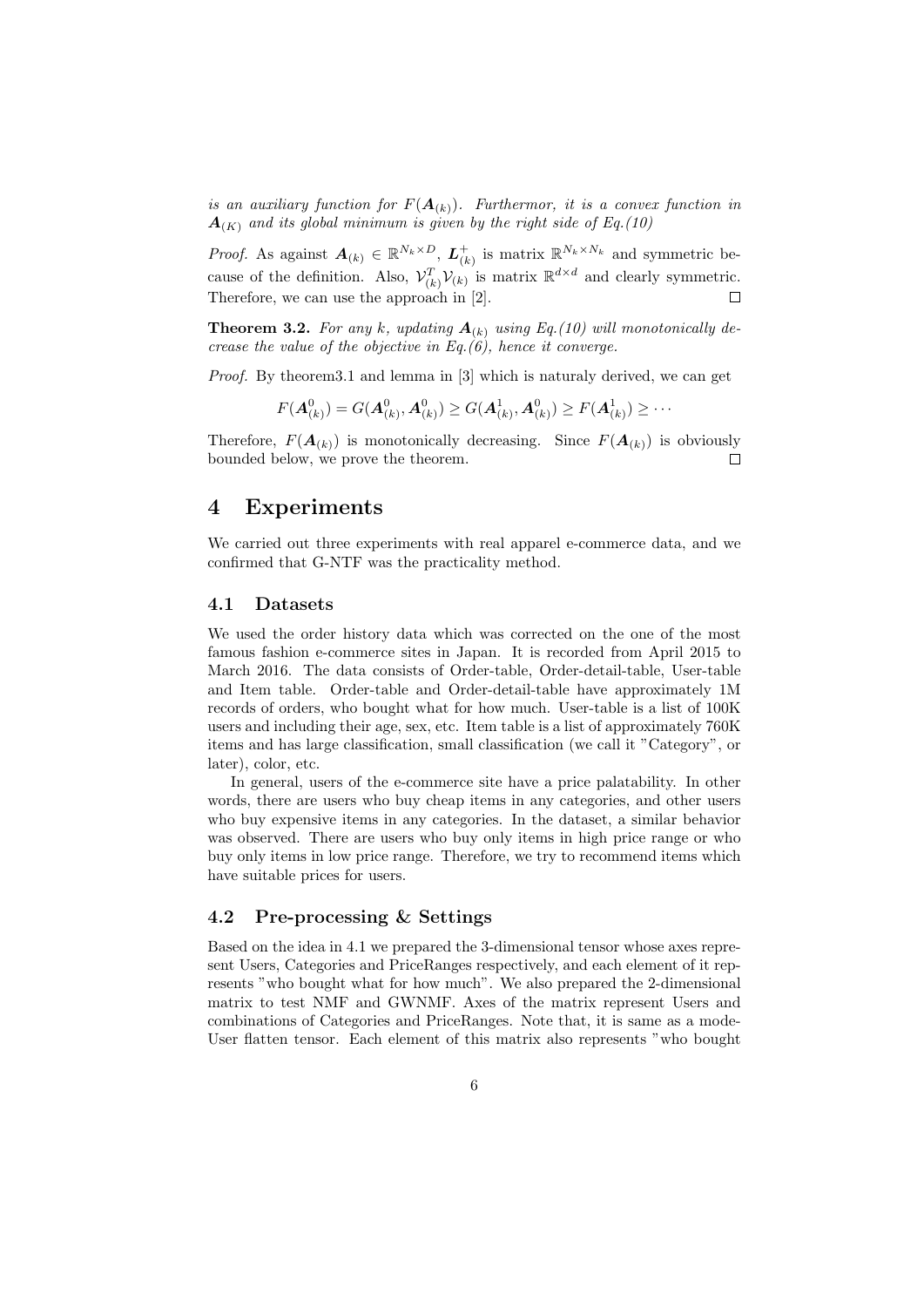*is an auxiliary function for $F(\boldsymbol{A}_{(k)})$. Furthermor, it is a convex function in $\boldsymbol{A}_{(K)}$ and its global minimum is given by the right side of Eq.(10)*

*Proof.* As against $\boldsymbol{A}_{(k)} \in \mathbb{R}^{N_k \times D}$, $\boldsymbol{L}^{+}_{(k)}$ is matrix $\mathbb{R}^{N_k \times N_k}$ and symmetric because of the definition. Also, $\mathcal{V}^{T}_{(k)}\mathcal{V}_{(k)}$ is matrix $\mathbb{R}^{d \times d}$ and clearly symmetric. Therefore, we can use the approach in [2]. □

**Theorem 3.2.** *For any k, updating $\boldsymbol{A}_{(k)}$ using Eq.(10) will monotonically decrease the value of the objective in Eq.(6), hence it converge.*

*Proof.* By theorem3.1 and lemma in [3] which is naturaly derived, we can get

$$F(\boldsymbol{A}^{0}_{(k)}) = G(\boldsymbol{A}^{0}_{(k)}, \boldsymbol{A}^{0}_{(k)}) \geq G(\boldsymbol{A}^{1}_{(k)}, \boldsymbol{A}^{0}_{(k)}) \geq F(\boldsymbol{A}^{1}_{(k)}) \geq \cdots$$

Therefore, $F(\boldsymbol{A}_{(k)})$ is monotonically decreasing. Since $F(\boldsymbol{A}_{(k)})$ is obviously bounded below, we prove the theorem. □

# 4 Experiments

We carried out three experiments with real apparel e-commerce data, and we confirmed that G-NTF was the practicality method.

## 4.1 Datasets

We used the order history data which was corrected on the one of the most famous fashion e-commerce sites in Japan. It is recorded from April 2015 to March 2016. The data consists of Order-table, Order-detail-table, User-table and Item table. Order-table and Order-detail-table have approximately 1M records of orders, who bought what for how much. User-table is a list of 100K users and including their age, sex, etc. Item table is a list of approximately 760K items and has large classification, small classification (we call it "Category", or later), color, etc.

In general, users of the e-commerce site have a price palatability. In other words, there are users who buy cheap items in any categories, and other users who buy expensive items in any categories. In the dataset, a similar behavior was observed. There are users who buy only items in high price range or who buy only items in low price range. Therefore, we try to recommend items which have suitable prices for users.

## 4.2 Pre-processing & Settings

Based on the idea in 4.1 we prepared the 3-dimensional tensor whose axes represent Users, Categories and PriceRanges respectively, and each element of it represents "who bought what for how much". We also prepared the 2-dimensional matrix to test NMF and GWNMF. Axes of the matrix represent Users and combinations of Categories and PriceRanges. Note that, it is same as a mode-User flatten tensor. Each element of this matrix also represents "who bought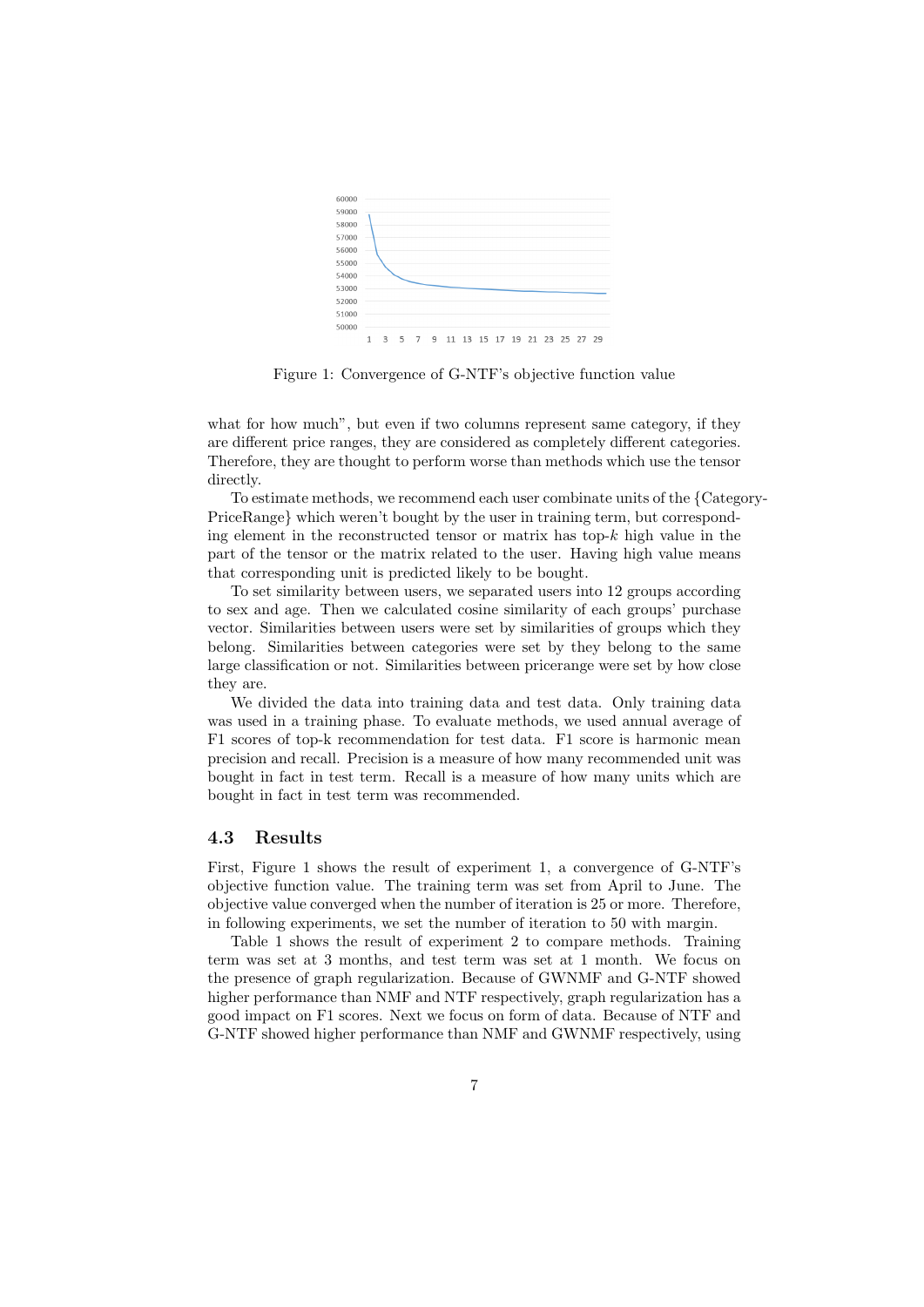Figure 1: Convergence of G-NTF's objective function value

what for how much", but even if two columns represent same category, if they are different price ranges, they are considered as completely different categories. Therefore, they are thought to perform worse than methods which use the tensor directly.

To estimate methods, we recommend each user combinate units of the {Category-PriceRange} which weren't bought by the user in training term, but corresponding element in the reconstructed tensor or matrix has top-$k$ high value in the part of the tensor or the matrix related to the user. Having high value means that corresponding unit is predicted likely to be bought.

To set similarity between users, we separated users into 12 groups according to sex and age. Then we calculated cosine similarity of each groups' purchase vector. Similarities between users were set by similarities of groups which they belong. Similarities between categories were set by they belong to the same large classification or not. Similarities between pricerange were set by how close they are.

We divided the data into training data and test data. Only training data was used in a training phase. To evaluate methods, we used annual average of F1 scores of top-k recommendation for test data. F1 score is harmonic mean precision and recall. Precision is a measure of how many recommended unit was bought in fact in test term. Recall is a measure of how many units which are bought in fact in test term was recommended.

### 4.3 Results

First, Figure 1 shows the result of experiment 1, a convergence of G-NTF's objective function value. The training term was set from April to June. The objective value converged when the number of iteration is 25 or more. Therefore, in following experiments, we set the number of iteration to 50 with margin.

Table 1 shows the result of experiment 2 to compare methods. Training term was set at 3 months, and test term was set at 1 month. We focus on the presence of graph regularization. Because of GWNMF and G-NTF showed higher performance than NMF and NTF respectively, graph regularization has a good impact on F1 scores. Next we focus on form of data. Because of NTF and G-NTF showed higher performance than NMF and GWNMF respectively, using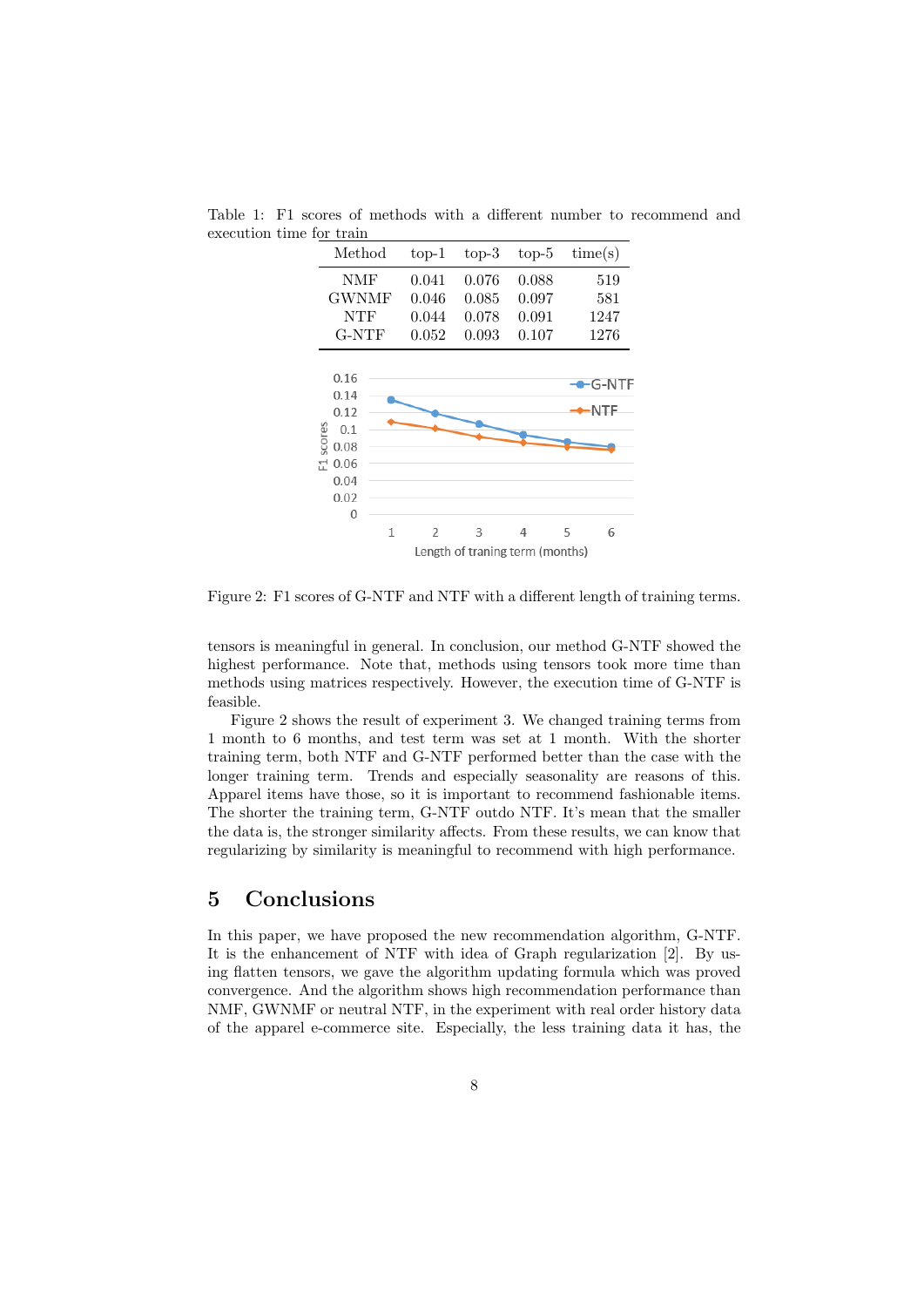Table 1: F1 scores of methods with a different number to recommend and execution time for train

| Method | top-1 | top-3 | top-5 | time(s) |
|---|---|---|---|---|
| NMF | 0.041 | 0.076 | 0.088 | 519 |
| GWNMF | 0.046 | 0.085 | 0.097 | 581 |
| NTF | 0.044 | 0.078 | 0.091 | 1247 |
| G-NTF | 0.052 | 0.093 | 0.107 | 1276 |

Figure 2: F1 scores of G-NTF and NTF with a different length of training terms.

tensors is meaningful in general. In conclusion, our method G-NTF showed the highest performance. Note that, methods using tensors took more time than methods using matrices respectively. However, the execution time of G-NTF is feasible.

Figure 2 shows the result of experiment 3. We changed training terms from 1 month to 6 months, and test term was set at 1 month. With the shorter training term, both NTF and G-NTF performed better than the case with the longer training term. Trends and especially seasonality are reasons of this. Apparel items have those, so it is important to recommend fashionable items. The shorter the training term, G-NTF outdo NTF. It's mean that the smaller the data is, the stronger similarity affects. From these results, we can know that regularizing by similarity is meaningful to recommend with high performance.

## 5 Conclusions

In this paper, we have proposed the new recommendation algorithm, G-NTF. It is the enhancement of NTF with idea of Graph regularization [2]. By using flatten tensors, we gave the algorithm updating formula which was proved convergence. And the algorithm shows high recommendation performance than NMF, GWNMF or neutral NTF, in the experiment with real order history data of the apparel e-commerce site. Especially, the less training data it has, the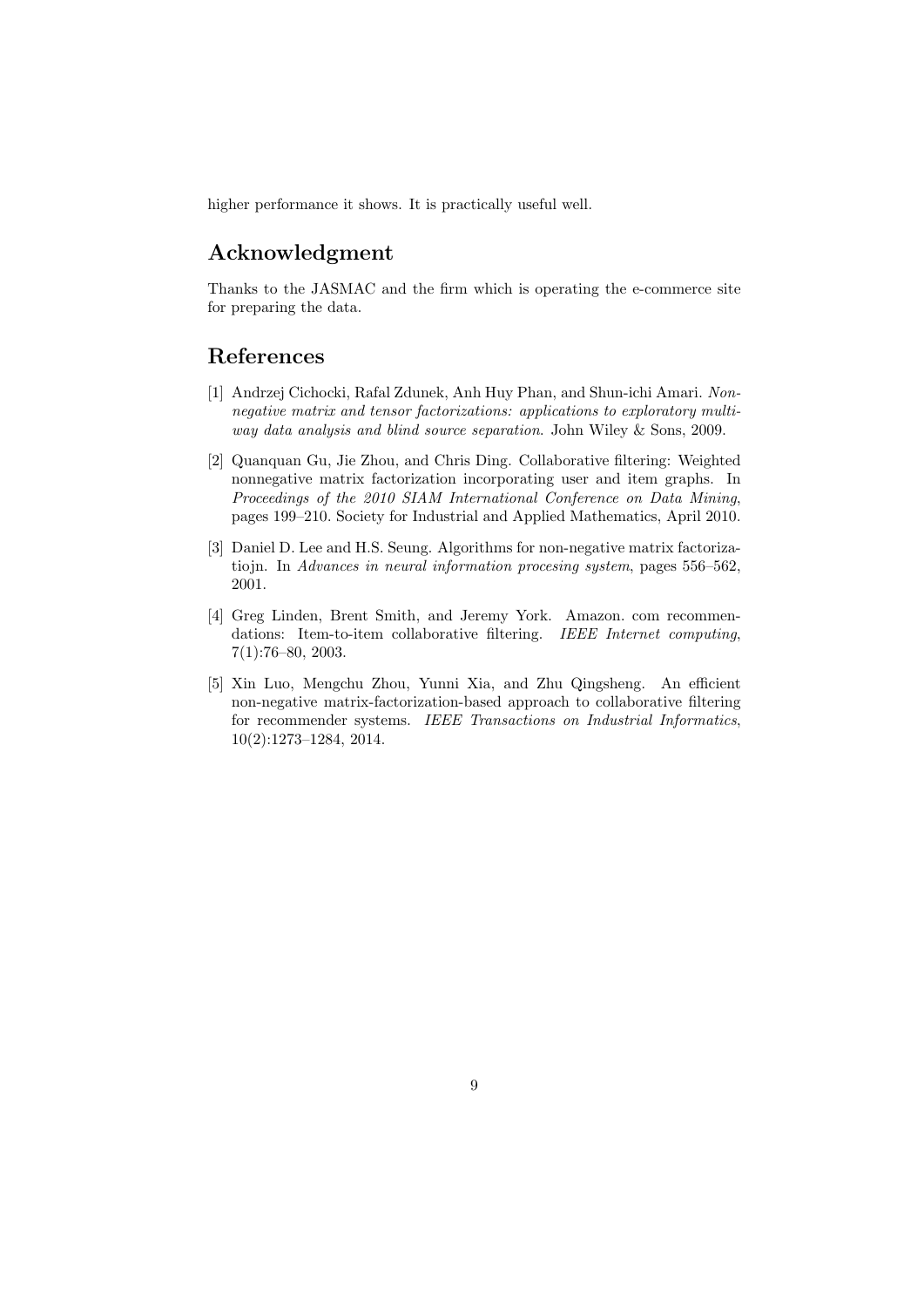higher performance it shows. It is practically useful well.

## Acknowledgment

Thanks to the JASMAC and the firm which is operating the e-commerce site for preparing the data.

## References

[1] Andrzej Cichocki, Rafal Zdunek, Anh Huy Phan, and Shun-ichi Amari. *Nonnegative matrix and tensor factorizations: applications to exploratory multiway data analysis and blind source separation*. John Wiley & Sons, 2009.

[2] Quanquan Gu, Jie Zhou, and Chris Ding. Collaborative filtering: Weighted nonnegative matrix factorization incorporating user and item graphs. In *Proceedings of the 2010 SIAM International Conference on Data Mining*, pages 199–210. Society for Industrial and Applied Mathematics, April 2010.

[3] Daniel D. Lee and H.S. Seung. Algorithms for non-negative matrix factoriziatiojn. In *Advances in neural information procesing system*, pages 556–562, 2001.

[4] Greg Linden, Brent Smith, and Jeremy York. Amazon. com recommendations: Item-to-item collaborative filtering. *IEEE Internet computing*, 7(1):76–80, 2003.

[5] Xin Luo, Mengchu Zhou, Yunni Xia, and Zhu Qingsheng. An efficient non-negative matrix-factorization-based approach to collaborative filtering for recommender systems. *IEEE Transactions on Industrial Informatics*, 10(2):1273–1284, 2014.